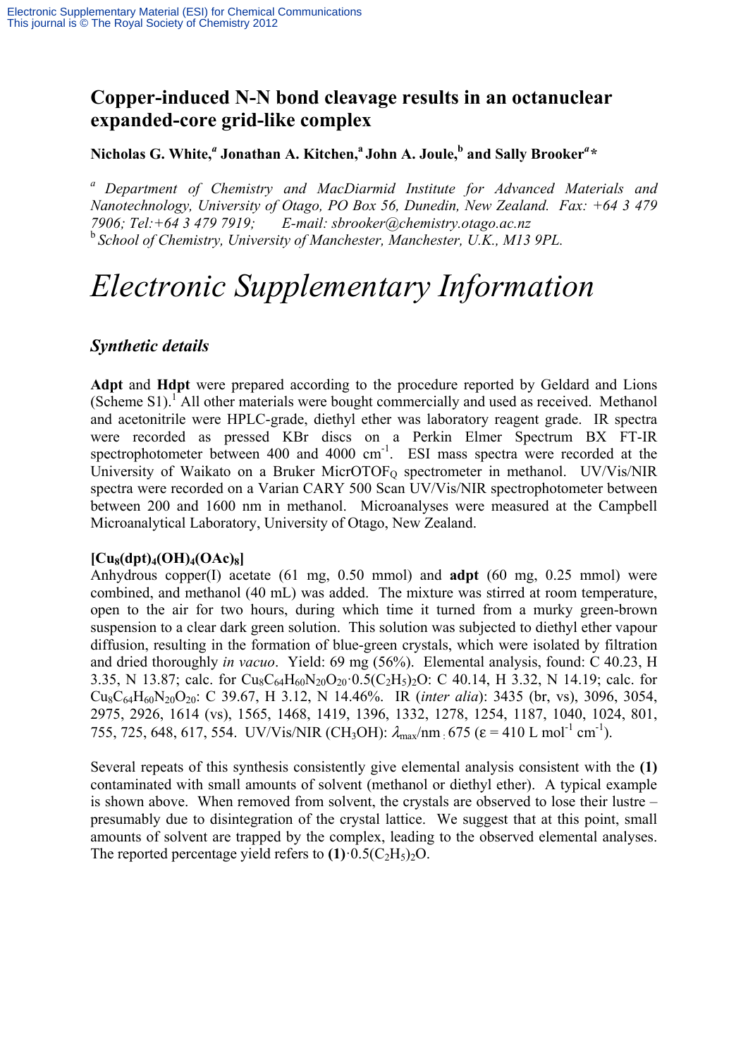# Copper-induced N-N bond cleavage results in an octanuclear expanded-core grid-like complex

**Nicholas G. White,*[a]* Jonathan A. Kitchen,[a] John A. Joule,[b] and Sally Brooker*[a]**\***

[a] *Department of Chemistry and MacDiarmid Institute for Advanced Materials and Nanotechnology, University of Otago, PO Box 56, Dunedin, New Zealand. Fax: +64 3 479 7906; Tel:+64 3 479 7919; E-mail: sbrooker@chemistry.otago.ac.nz*
[b] *School of Chemistry, University of Manchester, Manchester, U.K., M13 9PL.*

# *Electronic Supplementary Information*

## *Synthetic details*

**Adpt** and **Hdpt** were prepared according to the procedure reported by Geldard and Lions (Scheme S1).[1] All other materials were bought commercially and used as received. Methanol and acetonitrile were HPLC-grade, diethyl ether was laboratory reagent grade. IR spectra were recorded as pressed KBr discs on a Perkin Elmer Spectrum BX FT-IR spectrophotometer between 400 and 4000 $cm^{-1}$. ESI mass spectra were recorded at the University of Waikato on a Bruker MicrOTOF$_Q$ spectrometer in methanol. UV/Vis/NIR spectra were recorded on a Varian CARY 500 Scan UV/Vis/NIR spectrophotometer between between 200 and 1600 nm in methanol. Microanalyses were measured at the Campbell Microanalytical Laboratory, University of Otago, New Zealand.

**$[Cu_8(dpt)_4(OH)_4(OAc)_8]$**

Anhydrous copper(I) acetate (61 mg, 0.50 mmol) and **adpt** (60 mg, 0.25 mmol) were combined, and methanol (40 mL) was added. The mixture was stirred at room temperature, open to the air for two hours, during which time it turned from a murky green-brown suspension to a clear dark green solution. This solution was subjected to diethyl ether vapour diffusion, resulting in the formation of blue-green crystals, which were isolated by filtration and dried thoroughly *in vacuo*. Yield: 69 mg (56%). Elemental analysis, found: C 40.23, H 3.35, N 13.87; calc. for $Cu_8C_{64}H_{60}N_{20}O_{20}\cdot0.5(C_2H_5)_2O$: C 40.14, H 3.32, N 14.19; calc. for $Cu_8C_{64}H_{60}N_{20}O_{20}$: C 39.67, H 3.12, N 14.46%. IR (*inter alia*): 3435 (br, vs), 3096, 3054, 2975, 2926, 1614 (vs), 1565, 1468, 1419, 1396, 1332, 1278, 1254, 1187, 1040, 1024, 801, 755, 725, 648, 617, 554. UV/Vis/NIR ($CH_3OH$): $\lambda_{max}$/nm : 675 ($\varepsilon$ = 410 L $mol^{-1}$ $cm^{-1}$).

Several repeats of this synthesis consistently give elemental analysis consistent with the **(1)** contaminated with small amounts of solvent (methanol or diethyl ether). A typical example is shown above. When removed from solvent, the crystals are observed to lose their lustre – presumably due to disintegration of the crystal lattice. We suggest that at this point, small amounts of solvent are trapped by the complex, leading to the observed elemental analyses. The reported percentage yield refers to **(1)**$\cdot0.5(C_2H_5)_2O$.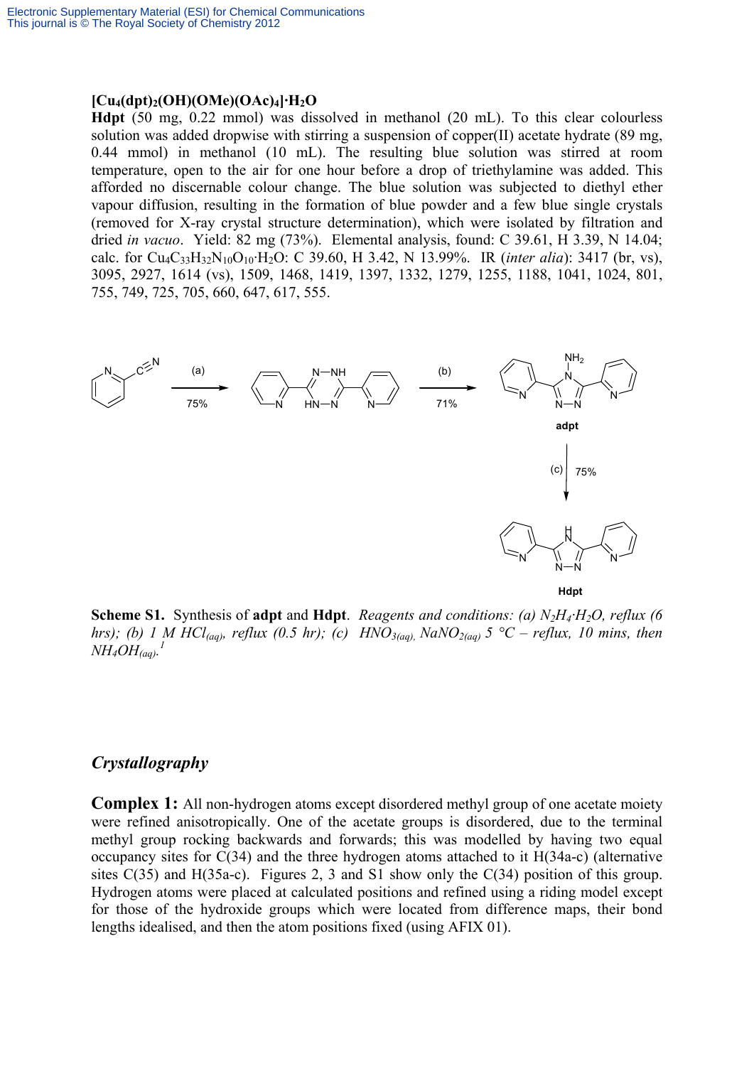**$[Cu_4(dpt)_2(OH)(OMe)(OAc)_4]\cdot H_2O$**

**Hdpt** (50 mg, 0.22 mmol) was dissolved in methanol (20 mL). To this clear colourless solution was added dropwise with stirring a suspension of copper(II) acetate hydrate (89 mg, 0.44 mmol) in methanol (10 mL). The resulting blue solution was stirred at room temperature, open to the air for one hour before a drop of triethylamine was added. This afforded no discernable colour change. The blue solution was subjected to diethyl ether vapour diffusion, resulting in the formation of blue powder and a few blue single crystals (removed for X-ray crystal structure determination), which were isolated by filtration and dried *in vacuo*. Yield: 82 mg (73%). Elemental analysis, found: C 39.61, H 3.39, N 14.04; calc. for $Cu_4C_{33}H_{32}N_{10}O_{10}\cdot H_2O$: C 39.60, H 3.42, N 13.99%. IR (*inter alia*): 3417 (br, vs), 3095, 2927, 1614 (vs), 1509, 1468, 1419, 1397, 1332, 1279, 1255, 1188, 1041, 1024, 801, 755, 749, 725, 705, 660, 647, 617, 555.

**Scheme S1.** Synthesis of **adpt** and **Hdpt**. *Reagents and conditions: (a) $N_2H_4\cdot H_2O$, reflux (6 hrs); (b) 1 M $HCl_{(aq)}$, reflux (0.5 hr); (c) $HNO_{3(aq)}$, $NaNO_{2(aq)}$ 5 °C – reflux, 10 mins, then $NH_4OH_{(aq)}$.*[1]

## *Crystallography*

**Complex 1:** All non-hydrogen atoms except disordered methyl group of one acetate moiety were refined anisotropically. One of the acetate groups is disordered, due to the terminal methyl group rocking backwards and forwards; this was modelled by having two equal occupancy sites for C(34) and the three hydrogen atoms attached to it H(34a-c) (alternative sites C(35) and H(35a-c). Figures 2, 3 and S1 show only the C(34) position of this group. Hydrogen atoms were placed at calculated positions and refined using a riding model except for those of the hydroxide groups which were located from difference maps, their bond lengths idealised, and then the atom positions fixed (using AFIX 01).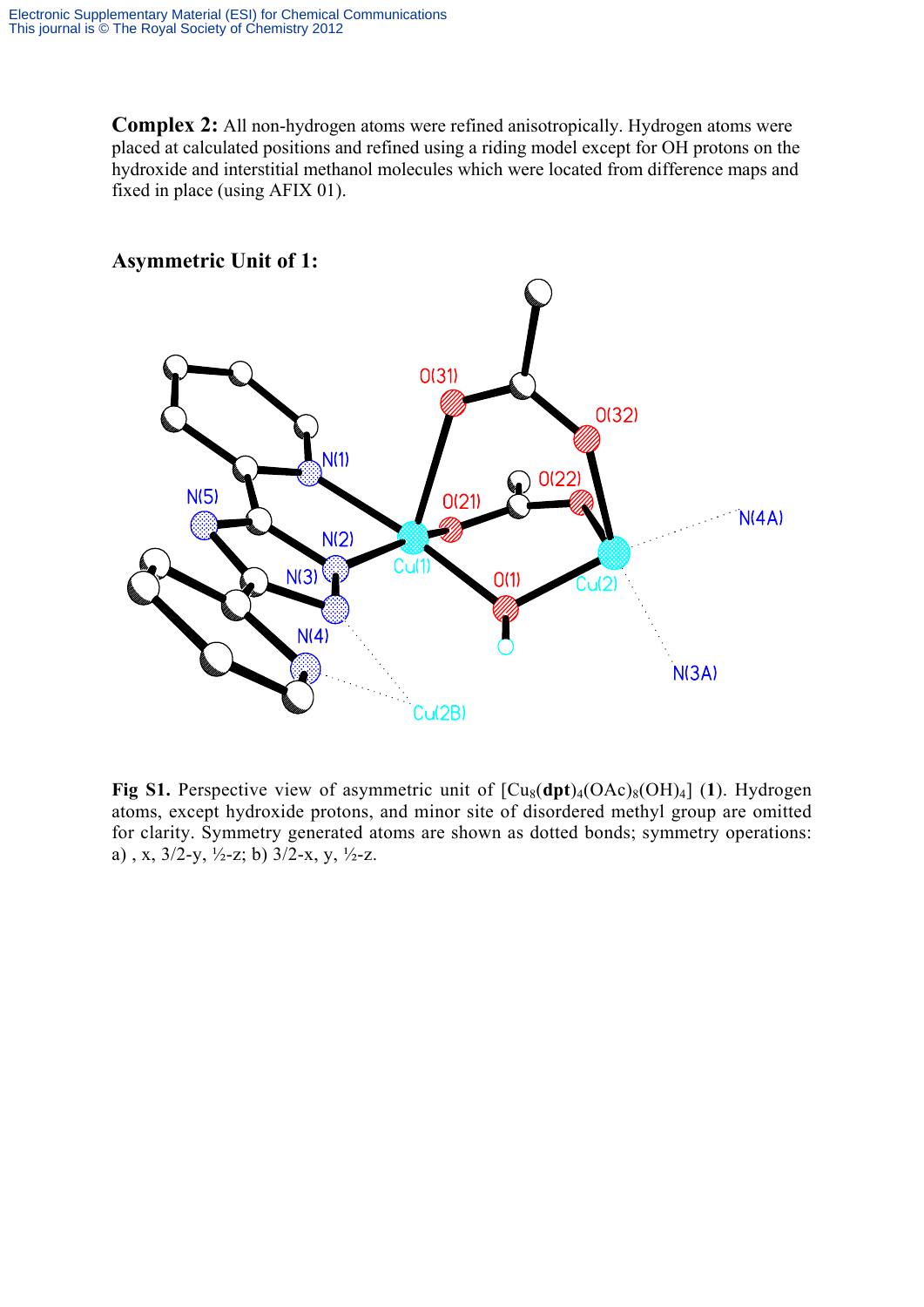**Complex 2:** All non-hydrogen atoms were refined anisotropically. Hydrogen atoms were placed at calculated positions and refined using a riding model except for OH protons on the hydroxide and interstitial methanol molecules which were located from difference maps and fixed in place (using AFIX 01).

## Asymmetric Unit of 1:

**Fig S1.** Perspective view of asymmetric unit of $[Cu_8(\textbf{dpt})_4(OAc)_8(OH)_4]$ (**1**). Hydrogen atoms, except hydroxide protons, and minor site of disordered methyl group are omitted for clarity. Symmetry generated atoms are shown as dotted bonds; symmetry operations: a) , x, 3/2-y, ½-z; b) 3/2-x, y, ½-z.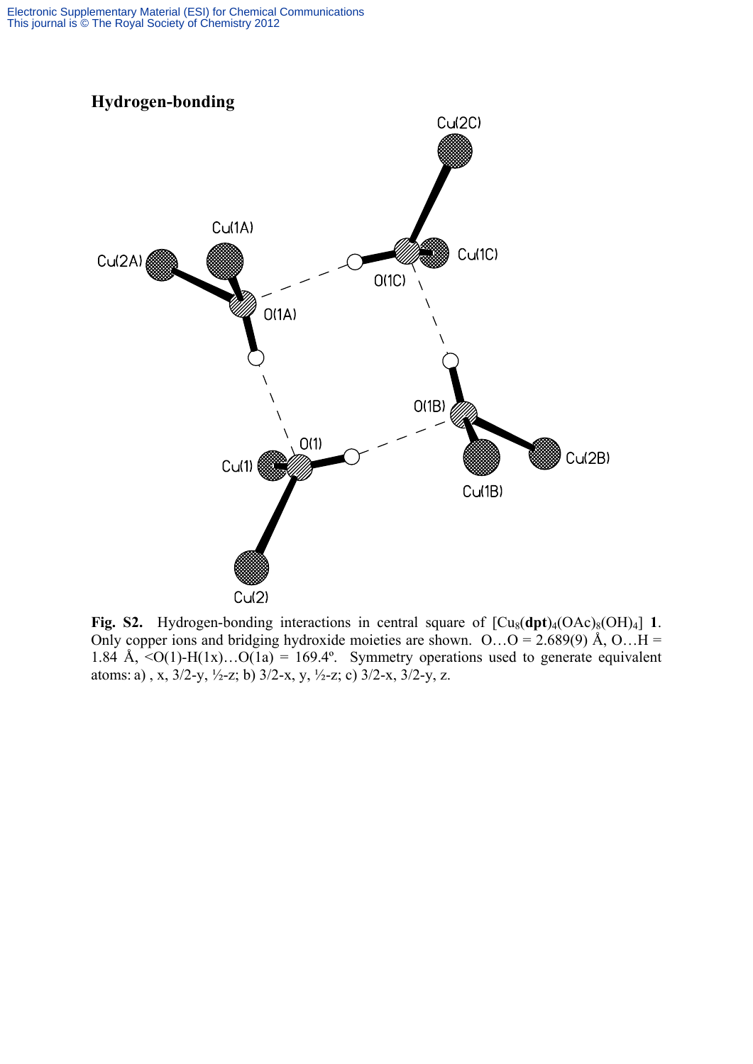## Hydrogen-bonding

**Fig. S2.** Hydrogen-bonding interactions in central square of $[Cu_8(\mathbf{dpt})_4(OAc)_8(OH)_4]$ **1**. Only copper ions and bridging hydroxide moieties are shown. O…O = 2.689(9) Å, O…H = 1.84 Å, <O(1)-H(1x)…O(1a) = 169.4º. Symmetry operations used to generate equivalent atoms: a) , x, 3/2-y, ½-z; b) 3/2-x, y, ½-z; c) 3/2-x, 3/2-y, z.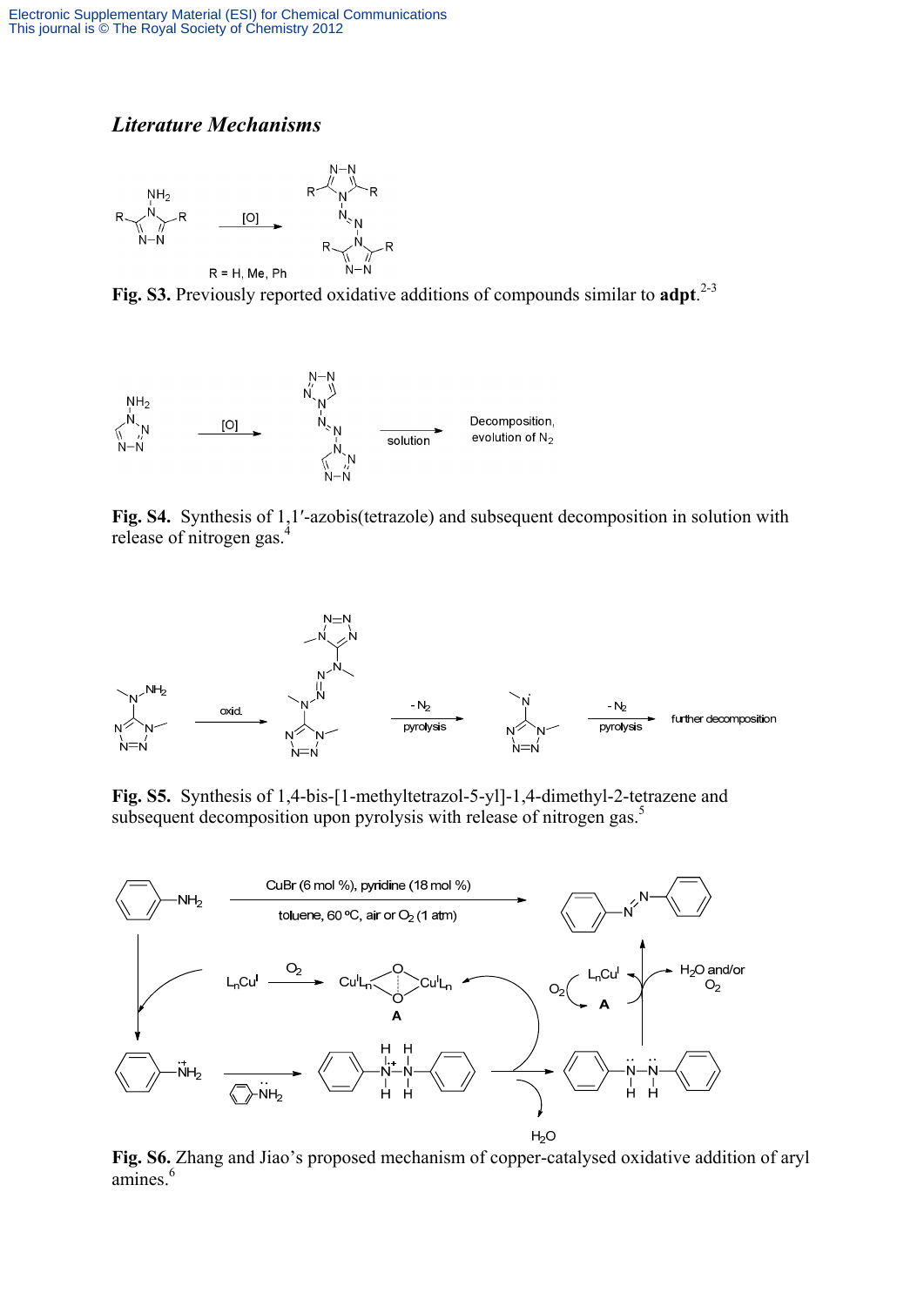## *Literature Mechanisms*

**Fig. S3.** Previously reported oxidative additions of compounds similar to **adpt**.[2-3]

**Fig. S4.** Synthesis of 1,1′-azobis(tetrazole) and subsequent decomposition in solution with release of nitrogen gas.[4]

**Fig. S5.** Synthesis of 1,4-bis-[1-methyltetrazol-5-yl]-1,4-dimethyl-2-tetrazene and subsequent decomposition upon pyrolysis with release of nitrogen gas.[5]

**Fig. S6.** Zhang and Jiao's proposed mechanism of copper-catalysed oxidative addition of aryl amines.[6]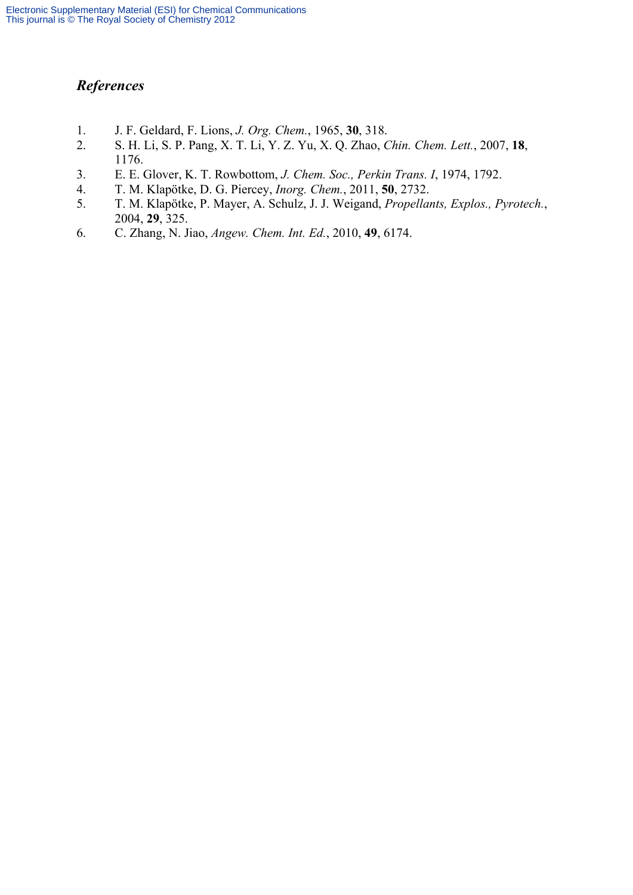## *References*

1. J. F. Geldard, F. Lions, *J. Org. Chem.*, 1965, **30**, 318.
2. S. H. Li, S. P. Pang, X. T. Li, Y. Z. Yu, X. Q. Zhao, *Chin. Chem. Lett.*, 2007, **18**, 1176.
3. E. E. Glover, K. T. Rowbottom, *J. Chem. Soc., Perkin Trans. I*, 1974, 1792.
4. T. M. Klapötke, D. G. Piercey, *Inorg. Chem.*, 2011, **50**, 2732.
5. T. M. Klapötke, P. Mayer, A. Schulz, J. J. Weigand, *Propellants, Explos., Pyrotech.*, 2004, **29**, 325.
6. C. Zhang, N. Jiao, *Angew. Chem. Int. Ed.*, 2010, **49**, 6174.